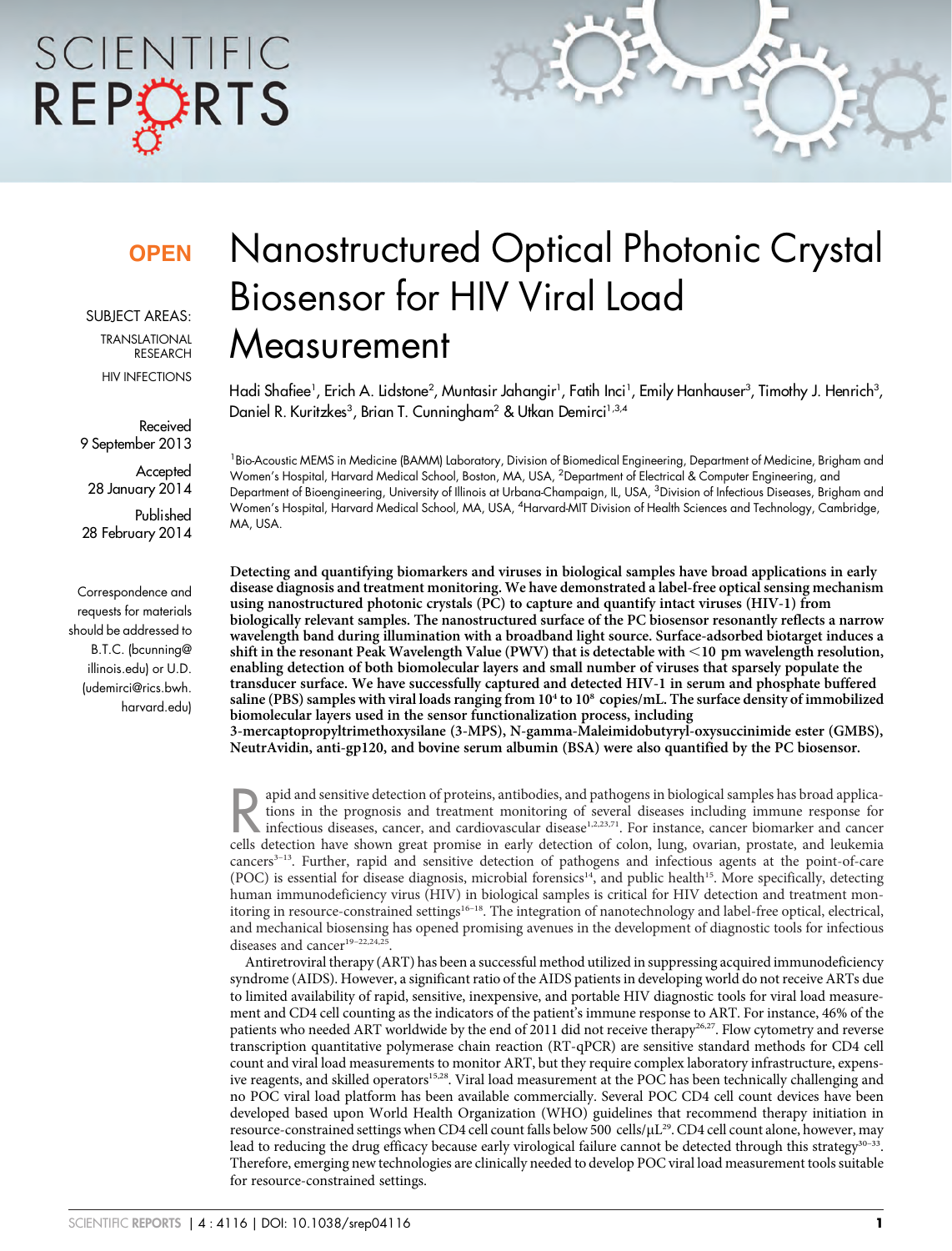OPEN

SUBJECT AREAS:

TRANSLATIONAL RESEARCH

HIV INFECTIONS

Received
9 September 2013

Accepted
28 January 2014

Published
28 February 2014

Correspondence and requests for materials should be addressed to B.T.C. (bcunning@illinois.edu) or U.D. (udemirci@rics.bwh.harvard.edu)

# Nanostructured Optical Photonic Crystal Biosensor for HIV Viral Load Measurement

Hadi Shafiee[1], Erich A. Lidstone[2], Muntasir Jahangir[1], Fatih Inci[1], Emily Hanhauser[3], Timothy J. Henrich[3], Daniel R. Kuritzkes[3], Brian T. Cunningham[2] & Utkan Demirci[1,3,4]

[1]Bio-Acoustic MEMS in Medicine (BAMM) Laboratory, Division of Biomedical Engineering, Department of Medicine, Brigham and Women's Hospital, Harvard Medical School, Boston, MA, USA, [2]Department of Electrical & Computer Engineering, and Department of Bioengineering, University of Illinois at Urbana-Champaign, IL, USA, [3]Division of Infectious Diseases, Brigham and Women's Hospital, Harvard Medical School, MA, USA, [4]Harvard-MIT Division of Health Sciences and Technology, Cambridge, MA, USA.

**Detecting and quantifying biomarkers and viruses in biological samples have broad applications in early disease diagnosis and treatment monitoring. We have demonstrated a label-free optical sensing mechanism using nanostructured photonic crystals (PC) to capture and quantify intact viruses (HIV-1) from biologically relevant samples. The nanostructured surface of the PC biosensor resonantly reflects a narrow wavelength band during illumination with a broadband light source. Surface-adsorbed biotarget induces a shift in the resonant Peak Wavelength Value (PWV) that is detectable with <10 pm wavelength resolution, enabling detection of both biomolecular layers and small number of viruses that sparsely populate the transducer surface. We have successfully captured and detected HIV-1 in serum and phosphate buffered saline (PBS) samples with viral loads ranging from $10^4$ to $10^8$ copies/mL. The surface density of immobilized biomolecular layers used in the sensor functionalization process, including 3-mercaptopropyltrimethoxysilane (3-MPS), N-gamma-Maleimidobutyryl-oxysuccinimide ester (GMBS), NeutrAvidin, anti-gp120, and bovine serum albumin (BSA) were also quantified by the PC biosensor.**

Rapid and sensitive detection of proteins, antibodies, and pathogens in biological samples has broad applications in the prognosis and treatment monitoring of several diseases including immune response for infectious diseases, cancer, and cardiovascular disease[1,2,23,71]. For instance, cancer biomarker and cancer cells detection have shown great promise in early detection of colon, lung, ovarian, prostate, and leukemia cancers[3–13]. Further, rapid and sensitive detection of pathogens and infectious agents at the point-of-care (POC) is essential for disease diagnosis, microbial forensics[14], and public health[15]. More specifically, detecting human immunodeficiency virus (HIV) in biological samples is critical for HIV detection and treatment monitoring in resource-constrained settings[16–18]. The integration of nanotechnology and label-free optical, electrical, and mechanical biosensing has opened promising avenues in the development of diagnostic tools for infectious diseases and cancer[19–22,24,25].

Antiretroviral therapy (ART) has been a successful method utilized in suppressing acquired immunodeficiency syndrome (AIDS). However, a significant ratio of the AIDS patients in developing world do not receive ARTs due to limited availability of rapid, sensitive, inexpensive, and portable HIV diagnostic tools for viral load measurement and CD4 cell counting as the indicators of the patient's immune response to ART. For instance, 46% of the patients who needed ART worldwide by the end of 2011 did not receive therapy[26,27]. Flow cytometry and reverse transcription quantitative polymerase chain reaction (RT-qPCR) are sensitive standard methods for CD4 cell count and viral load measurements to monitor ART, but they require complex laboratory infrastructure, expensive reagents, and skilled operators[15,28]. Viral load measurement at the POC has been technically challenging and no POC viral load platform has been available commercially. Several POC CD4 cell count devices have been developed based upon World Health Organization (WHO) guidelines that recommend therapy initiation in resource-constrained settings when CD4 cell count falls below 500 cells/μL[29]. CD4 cell count alone, however, may lead to reducing the drug efficacy because early virological failure cannot be detected through this strategy[30–33]. Therefore, emerging new technologies are clinically needed to develop POC viral load measurement tools suitable for resource-constrained settings.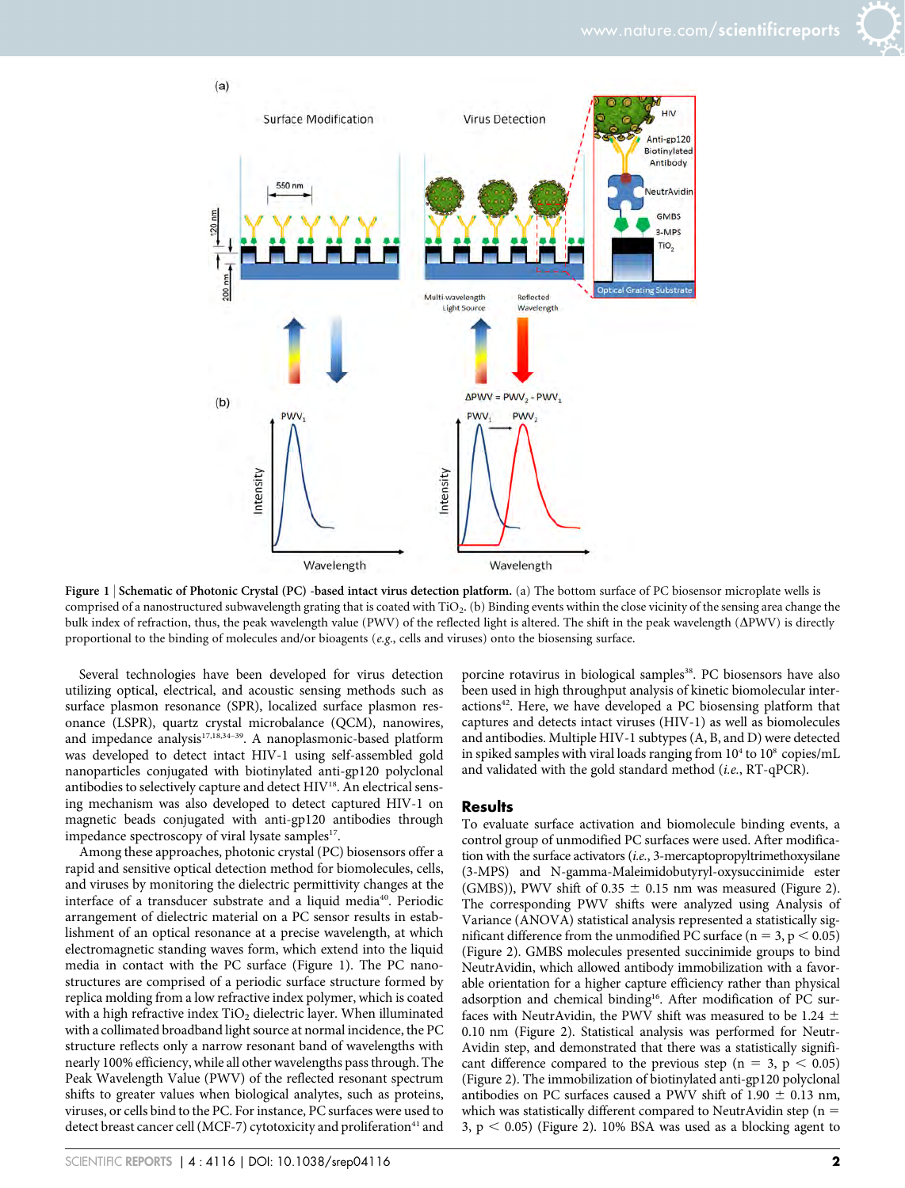Figure 1 | **Schematic of Photonic Crystal (PC) -based intact virus detection platform.** (a) The bottom surface of PC biosensor microplate wells is comprised of a nanostructured subwavelength grating that is coated with $TiO_2$. (b) Binding events within the close vicinity of the sensing area change the bulk index of refraction, thus, the peak wavelength value (PWV) of the reflected light is altered. The shift in the peak wavelength ($\Delta$PWV) is directly proportional to the binding of molecules and/or bioagents (*e.g.*, cells and viruses) onto the biosensing surface.

Several technologies have been developed for virus detection utilizing optical, electrical, and acoustic sensing methods such as surface plasmon resonance (SPR), localized surface plasmon resonance (LSPR), quartz crystal microbalance (QCM), nanowires, and impedance analysis[17,18,34–39]. A nanoplasmonic-based platform was developed to detect intact HIV-1 using self-assembled gold nanoparticles conjugated with biotinylated anti-gp120 polyclonal antibodies to selectively capture and detect HIV[18]. An electrical sensing mechanism was also developed to detect captured HIV-1 on magnetic beads conjugated with anti-gp120 antibodies through impedance spectroscopy of viral lysate samples[17].

Among these approaches, photonic crystal (PC) biosensors offer a rapid and sensitive optical detection method for biomolecules, cells, and viruses by monitoring the dielectric permittivity changes at the interface of a transducer substrate and a liquid media[40]. Periodic arrangement of dielectric material on a PC sensor results in establishment of an optical resonance at a precise wavelength, at which electromagnetic standing waves form, which extend into the liquid media in contact with the PC surface (Figure 1). The PC nanostructures are comprised of a periodic surface structure formed by replica molding from a low refractive index polymer, which is coated with a high refractive index $TiO_2$ dielectric layer. When illuminated with a collimated broadband light source at normal incidence, the PC structure reflects only a narrow resonant band of wavelengths with nearly 100% efficiency, while all other wavelengths pass through. The Peak Wavelength Value (PWV) of the reflected resonant spectrum shifts to greater values when biological analytes, such as proteins, viruses, or cells bind to the PC. For instance, PC surfaces were used to detect breast cancer cell (MCF-7) cytotoxicity and proliferation[41] and porcine rotavirus in biological samples[38]. PC biosensors have also been used in high throughput analysis of kinetic biomolecular interactions[42]. Here, we have developed a PC biosensing platform that captures and detects intact viruses (HIV-1) as well as biomolecules and antibodies. Multiple HIV-1 subtypes (A, B, and D) were detected in spiked samples with viral loads ranging from $10^4$ to $10^8$ copies/mL and validated with the gold standard method (*i.e.*, RT-qPCR).

## Results

To evaluate surface activation and biomolecule binding events, a control group of unmodified PC surfaces were used. After modification with the surface activators (*i.e.*, 3-mercaptopropyltrimethoxysilane (3-MPS) and N-gamma-Maleimidobutyryl-oxysuccinimide ester (GMBS)), PWV shift of 0.35 $\pm$ 0.15 nm was measured (Figure 2). The corresponding PWV shifts were analyzed using Analysis of Variance (ANOVA) statistical analysis represented a statistically significant difference from the unmodified PC surface ($n = 3$, $p < 0.05$) (Figure 2). GMBS molecules presented succinimide groups to bind NeutrAvidin, which allowed antibody immobilization with a favorable orientation for a higher capture efficiency rather than physical adsorption and chemical binding[16]. After modification of PC surfaces with NeutrAvidin, the PWV shift was measured to be 1.24 $\pm$ 0.10 nm (Figure 2). Statistical analysis was performed for NeutrAvidin step, and demonstrated that there was a statistically significant difference compared to the previous step ($n = 3$, $p < 0.05$) (Figure 2). The immobilization of biotinylated anti-gp120 polyclonal antibodies on PC surfaces caused a PWV shift of 1.90 $\pm$ 0.13 nm, which was statistically different compared to NeutrAvidin step ($n = 3$, $p < 0.05$) (Figure 2). 10% BSA was used as a blocking agent to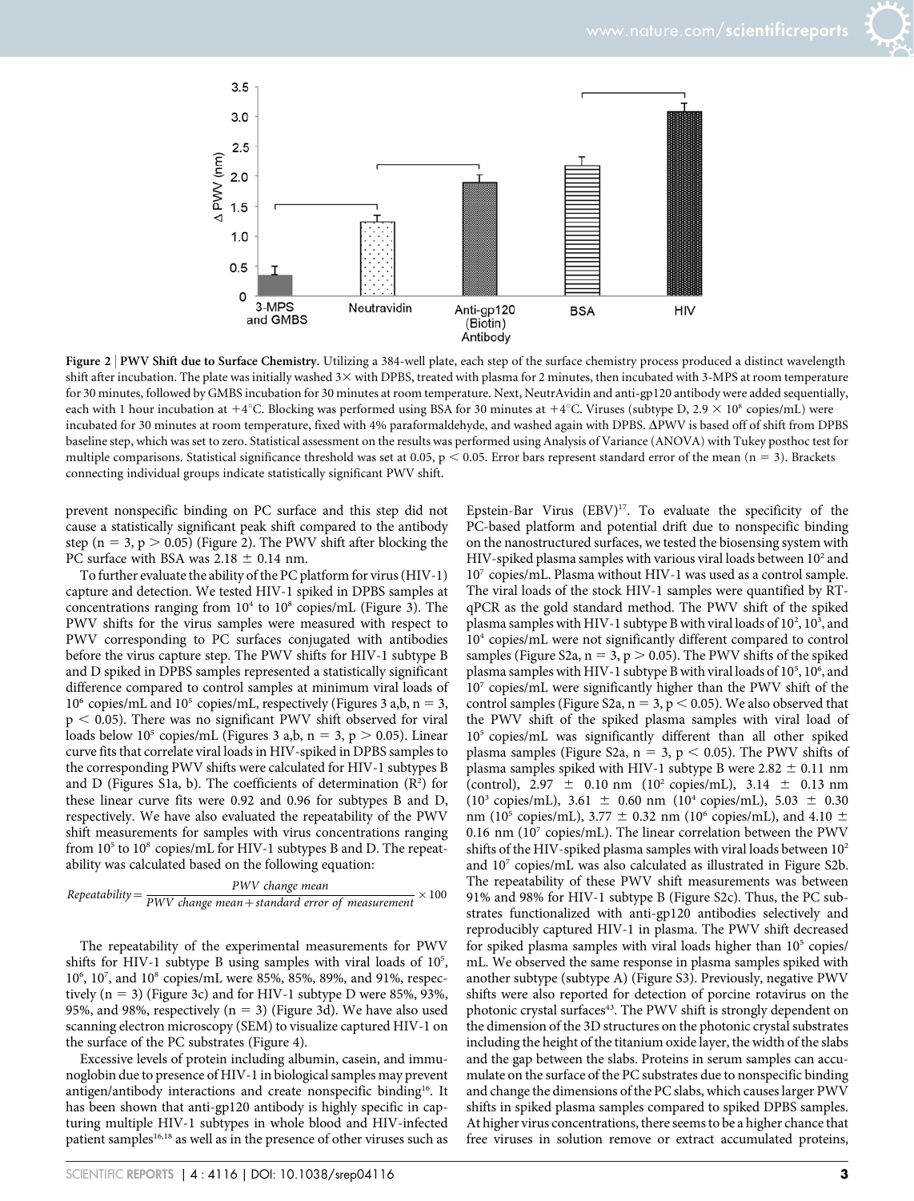**Figure 2 | PWV Shift due to Surface Chemistry.** Utilizing a 384-well plate, each step of the surface chemistry process produced a distinct wavelength shift after incubation. The plate was initially washed 3× with DPBS, treated with plasma for 2 minutes, then incubated with 3-MPS at room temperature for 30 minutes, followed by GMBS incubation for 30 minutes at room temperature. Next, NeutrAvidin and anti-gp120 antibody were added sequentially, each with 1 hour incubation at +4°C. Blocking was performed using BSA for 30 minutes at +4°C. Viruses (subtype D, $2.9 \times 10^8$ copies/mL) were incubated for 30 minutes at room temperature, fixed with 4% paraformaldehyde, and washed again with DPBS. ΔPWV is based off of shift from DPBS baseline step, which was set to zero. Statistical assessment on the results was performed using Analysis of Variance (ANOVA) with Tukey posthoc test for multiple comparisons. Statistical significance threshold was set at 0.05, $p < 0.05$. Error bars represent standard error of the mean ($n = 3$). Brackets connecting individual groups indicate statistically significant PWV shift.

prevent nonspecific binding on PC surface and this step did not cause a statistically significant peak shift compared to the antibody step ($n = 3$, $p > 0.05$) (Figure 2). The PWV shift after blocking the PC surface with BSA was $2.18 \pm 0.14$ nm.

To further evaluate the ability of the PC platform for virus (HIV-1) capture and detection. We tested HIV-1 spiked in DPBS samples at concentrations ranging from $10^4$ to $10^8$ copies/mL (Figure 3). The PWV shifts for the virus samples were measured with respect to PWV corresponding to PC surfaces conjugated with antibodies before the virus capture step. The PWV shifts for HIV-1 subtype B and D spiked in DPBS samples represented a statistically significant difference compared to control samples at minimum viral loads of $10^6$ copies/mL and $10^5$ copies/mL, respectively (Figures 3 a,b, $n = 3$, $p < 0.05$). There was no significant PWV shift observed for viral loads below $10^5$ copies/mL (Figures 3 a,b, $n = 3$, $p > 0.05$). Linear curve fits that correlate viral loads in HIV-spiked in DPBS samples to the corresponding PWV shifts were calculated for HIV-1 subtypes B and D (Figures S1a, b). The coefficients of determination ($R^2$) for these linear curve fits were 0.92 and 0.96 for subtypes B and D, respectively. We have also evaluated the repeatability of the PWV shift measurements for samples with virus concentrations ranging from $10^5$ to $10^8$ copies/mL for HIV-1 subtypes B and D. The repeatability was calculated based on the following equation:

$$Repeatability = \frac{PWV\ change\ mean}{PWV\ change\ mean + standard\ error\ of\ measurement} \times 100$$

The repeatability of the experimental measurements for PWV shifts for HIV-1 subtype B using samples with viral loads of $10^5$, $10^6$, $10^7$, and $10^8$ copies/mL were 85%, 85%, 89%, and 91%, respectively ($n = 3$) (Figure 3c) and for HIV-1 subtype D were 85%, 93%, 95%, and 98%, respectively ($n = 3$) (Figure 3d). We have also used scanning electron microscopy (SEM) to visualize captured HIV-1 on the surface of the PC substrates (Figure 4).

Excessive levels of protein including albumin, casein, and immunoglobin due to presence of HIV-1 in biological samples may prevent antigen/antibody interactions and create nonspecific binding[16]. It has been shown that anti-gp120 antibody is highly specific in capturing multiple HIV-1 subtypes in whole blood and HIV-infected patient samples[16,18] as well as in the presence of other viruses such as Epstein-Barr Virus (EBV)[17]. To evaluate the specificity of the PC-based platform and potential drift due to nonspecific binding on the nanostructured surfaces, we tested the biosensing system with HIV-spiked plasma samples with various viral loads between $10^2$ and $10^7$ copies/mL. Plasma without HIV-1 was used as a control sample. The viral loads of the stock HIV-1 samples were quantified by RT-qPCR as the gold standard method. The PWV shift of the spiked plasma samples with HIV-1 subtype B with viral loads of $10^2$, $10^3$, and $10^4$ copies/mL were not significantly different compared to control samples (Figure S2a, $n = 3$, $p > 0.05$). The PWV shifts of the spiked plasma samples with HIV-1 subtype B with viral loads of $10^5$, $10^6$, and $10^7$ copies/mL were significantly higher than the PWV shift of the control samples (Figure S2a, $n = 3$, $p < 0.05$). We also observed that the PWV shift of the spiked plasma samples with viral load of $10^5$ copies/mL was significantly different than all other spiked plasma samples (Figure S2a, $n = 3$, $p < 0.05$). The PWV shifts of plasma samples spiked with HIV-1 subtype B were $2.82 \pm 0.11$ nm (control), $2.97 \pm 0.10$ nm ($10^2$ copies/mL), $3.14 \pm 0.13$ nm ($10^3$ copies/mL), $3.61 \pm 0.60$ nm ($10^4$ copies/mL), $5.03 \pm 0.30$ nm ($10^5$ copies/mL), $3.77 \pm 0.32$ nm ($10^6$ copies/mL), and $4.10 \pm 0.16$ nm ($10^7$ copies/mL). The linear correlation between the PWV shifts of the HIV-spiked plasma samples with viral loads between $10^2$ and $10^7$ copies/mL was also calculated as illustrated in Figure S2b. The repeatability of these PWV shift measurements was between 91% and 98% for HIV-1 subtype B (Figure S2c). Thus, the PC substrates functionalized with anti-gp120 antibodies selectively and reproducibly captured HIV-1 in plasma. The PWV shift decreased for spiked plasma samples with viral loads higher than $10^5$ copies/mL. We observed the same response in plasma samples spiked with another subtype (subtype A) (Figure S3). Previously, negative PWV shifts were also reported for detection of porcine rotavirus on the photonic crystal surfaces[43]. The PWV shift is strongly dependent on the dimension of the 3D structures on the photonic crystal substrates including the height of the titanium oxide layer, the width of the slabs and the gap between the slabs. Proteins in serum samples can accumulate on the surface of the PC substrates due to nonspecific binding and change the dimensions of the PC slabs, which causes larger PWV shifts in spiked plasma samples compared to spiked DPBS samples. At higher virus concentrations, there seems to be a higher chance that free viruses in solution remove or extract accumulated proteins,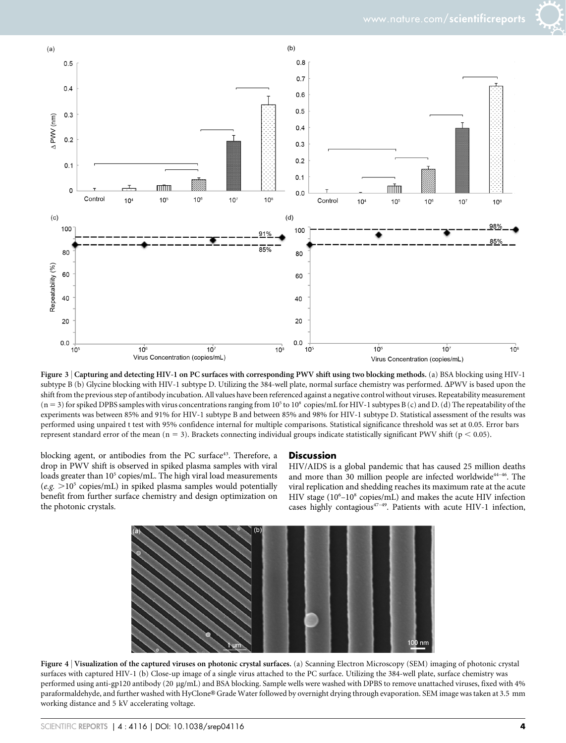**Figure 3 | Capturing and detecting HIV-1 on PC surfaces with corresponding PWV shift using two blocking methods.** (a) BSA blocking using HIV-1 subtype B (b) Glycine blocking with HIV-1 subtype D. Utilizing the 384-well plate, normal surface chemistry was performed. ΔPWV is based upon the shift from the previous step of antibody incubation. All values have been referenced against a negative control without viruses. Repeatability measurement ($n = 3$) for spiked DPBS samples with virus concentrations ranging from $10^5$ to $10^8$ copies/mL for HIV-1 subtypes B (c) and D. (d) The repeatability of the experiments was between 85% and 91% for HIV-1 subtype B and between 85% and 98% for HIV-1 subtype D. Statistical assessment of the results was performed using unpaired t test with 95% confidence internal for multiple comparisons. Statistical significance threshold was set at 0.05. Error bars represent standard error of the mean ($n = 3$). Brackets connecting individual groups indicate statistically significant PWV shift ($p < 0.05$).

blocking agent, or antibodies from the PC surface[43]. Therefore, a drop in PWV shift is observed in spiked plasma samples with viral loads greater than $10^5$ copies/mL. The high viral load measurements (*e.g.* $>10^5$ copies/mL) in spiked plasma samples would potentially benefit from further surface chemistry and design optimization on the photonic crystals.

## Discussion

HIV/AIDS is a global pandemic that has caused 25 million deaths and more than 30 million people are infected worldwide[44–46]. The viral replication and shedding reaches its maximum rate at the acute HIV stage ($10^6$–$10^8$ copies/mL) and makes the acute HIV infection cases highly contagious[47–49]. Patients with acute HIV-1 infection,

**Figure 4 | Visualization of the captured viruses on photonic crystal surfaces.** (a) Scanning Electron Microscopy (SEM) imaging of photonic crystal surfaces with captured HIV-1 (b) Close-up image of a single virus attached to the PC surface. Utilizing the 384-well plate, surface chemistry was performed using anti-gp120 antibody (20 µg/mL) and BSA blocking. Sample wells were washed with DPBS to remove unattached viruses, fixed with 4% paraformaldehyde, and further washed with HyClone® Grade Water followed by overnight drying through evaporation. SEM image was taken at 3.5 mm working distance and 5 kV accelerating voltage.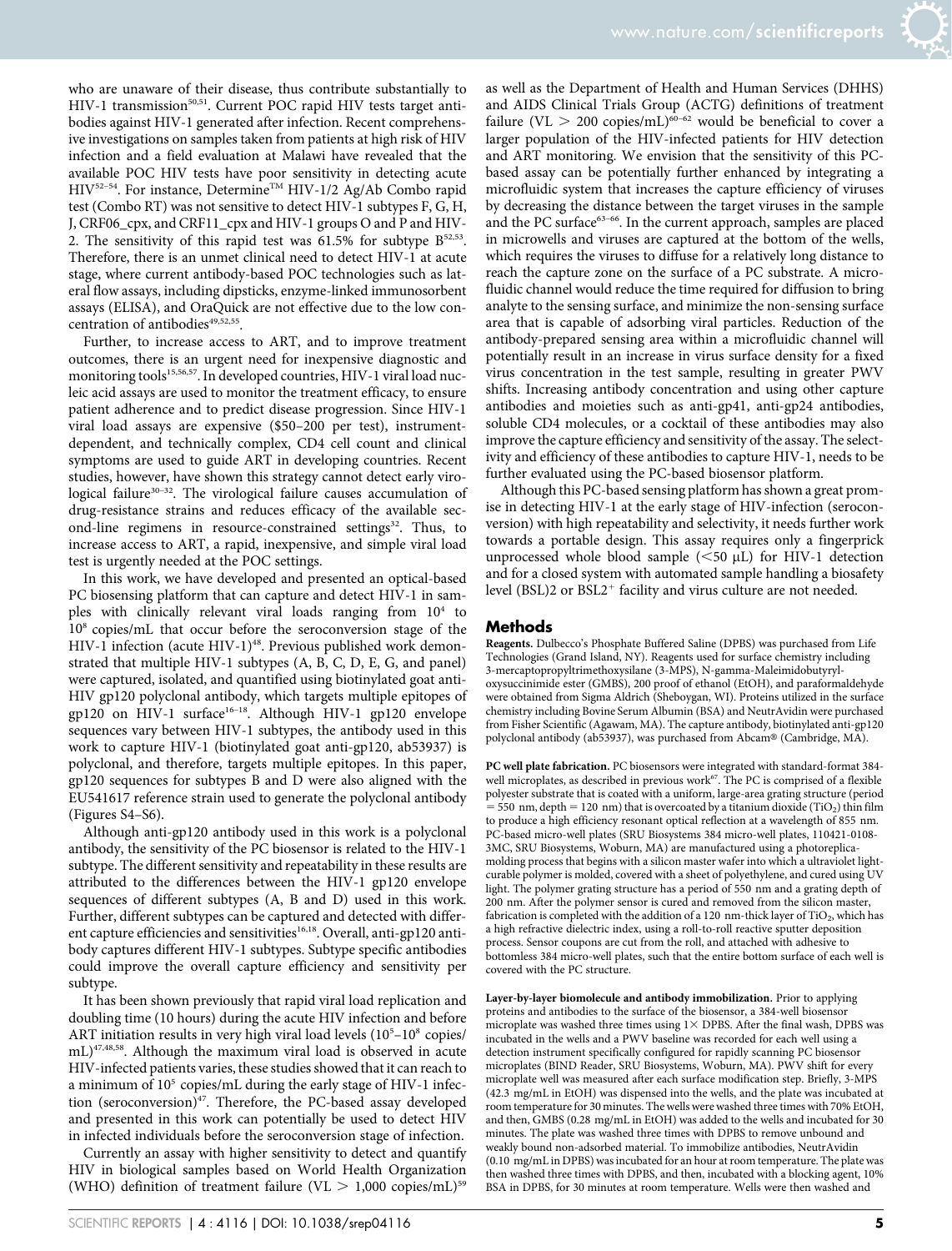who are unaware of their disease, thus contribute substantially to HIV-1 transmission[50,51]. Current POC rapid HIV tests target antibodies against HIV-1 generated after infection. Recent comprehensive investigations on samples taken from patients at high risk of HIV infection and a field evaluation at Malawi have revealed that the available POC HIV tests have poor sensitivity in detecting acute HIV[52–54]. For instance, Determine™ HIV-1/2 Ag/Ab Combo rapid test (Combo RT) was not sensitive to detect HIV-1 subtypes F, G, H, J, CRF06_cpx, and CRF11_cpx and HIV-1 groups O and P and HIV-2. The sensitivity of this rapid test was 61.5% for subtype B[52,53]. Therefore, there is an unmet clinical need to detect HIV-1 at acute stage, where current antibody-based POC technologies such as lateral flow assays, including dipsticks, enzyme-linked immunosorbent assays (ELISA), and OraQuick are not effective due to the low concentration of antibodies[49,52,55].

Further, to increase access to ART, and to improve treatment outcomes, there is an urgent need for inexpensive diagnostic and monitoring tools[15,56,57]. In developed countries, HIV-1 viral load nucleic acid assays are used to monitor the treatment efficacy, to ensure patient adherence and to predict disease progression. Since HIV-1 viral load assays are expensive ($50–200 per test), instrument-dependent, and technically complex, CD4 cell count and clinical symptoms are used to guide ART in developing countries. Recent studies, however, have shown this strategy cannot detect early virological failure[30–32]. The virological failure causes accumulation of drug-resistance strains and reduces efficacy of the available second-line regimens in resource-constrained settings[32]. Thus, to increase access to ART, a rapid, inexpensive, and simple viral load test is urgently needed at the POC settings.

In this work, we have developed and presented an optical-based PC biosensing platform that can capture and detect HIV-1 in samples with clinically relevant viral loads ranging from $10^4$ to $10^8$ copies/mL that occur before the seroconversion stage of the HIV-1 infection (acute HIV-1)[48]. Previous published work demonstrated that multiple HIV-1 subtypes (A, B, C, D, E, G, and panel) were captured, isolated, and quantified using biotinylated goat anti-HIV gp120 polyclonal antibody, which targets multiple epitopes of gp120 on HIV-1 surface[16–18]. Although HIV-1 gp120 envelope sequences vary between HIV-1 subtypes, the antibody used in this work to capture HIV-1 (biotinylated goat anti-gp120, ab53937) is polyclonal, and therefore, targets multiple epitopes. In this paper, gp120 sequences for subtypes B and D were also aligned with the EU541617 reference strain used to generate the polyclonal antibody (Figures S4–S6).

Although anti-gp120 antibody used in this work is a polyclonal antibody, the sensitivity of the PC biosensor is related to the HIV-1 subtype. The different sensitivity and repeatability in these results are attributed to the differences between the HIV-1 gp120 envelope sequences of different subtypes (A, B and D) used in this work. Further, different subtypes can be captured and detected with different capture efficiencies and sensitivities[16,18]. Overall, anti-gp120 antibody captures different HIV-1 subtypes. Subtype specific antibodies could improve the overall capture efficiency and sensitivity per subtype.

It has been shown previously that rapid viral load replication and doubling time (10 hours) during the acute HIV infection and before ART initiation results in very high viral load levels ($10^5$–$10^8$ copies/mL)[47,48,58]. Although the maximum viral load is observed in acute HIV-infected patients varies, these studies showed that it can reach to a minimum of $10^5$ copies/mL during the early stage of HIV-1 infection (seroconversion)[47]. Therefore, the PC-based assay developed and presented in this work can potentially be used to detect HIV in infected individuals before the seroconversion stage of infection.

Currently an assay with higher sensitivity to detect and quantify HIV in biological samples based on World Health Organization (WHO) definition of treatment failure (VL > 1,000 copies/mL)[59] as well as the Department of Health and Human Services (DHHS) and AIDS Clinical Trials Group (ACTG) definitions of treatment failure (VL > 200 copies/mL)[60–62] would be beneficial to cover a larger population of the HIV-infected patients for HIV detection and ART monitoring. We envision that the sensitivity of this PC-based assay can be potentially further enhanced by integrating a microfluidic system that increases the capture efficiency of viruses by decreasing the distance between the target viruses in the sample and the PC surface[63–66]. In the current approach, samples are placed in microwells and viruses are captured at the bottom of the wells, which requires the viruses to diffuse for a relatively long distance to reach the capture zone on the surface of a PC substrate. A microfluidic channel would reduce the time required for diffusion to bring analyte to the sensing surface, and minimize the non-sensing surface area that is capable of adsorbing viral particles. Reduction of the antibody-prepared sensing area within a microfluidic channel will potentially result in an increase in virus surface density for a fixed virus concentration in the test sample, resulting in greater PWV shifts. Increasing antibody concentration and using other capture antibodies and moieties such as anti-gp41, anti-gp24 antibodies, soluble CD4 molecules, or a cocktail of these antibodies may also improve the capture efficiency and sensitivity of the assay. The selectivity and efficiency of these antibodies to capture HIV-1, needs to be further evaluated using the PC-based biosensor platform.

Although this PC-based sensing platform has shown a great promise in detecting HIV-1 at the early stage of HIV-infection (seroconversion) with high repeatability and selectivity, it needs further work towards a portable design. This assay requires only a fingerprick unprocessed whole blood sample (<50 μL) for HIV-1 detection and for a closed system with automated sample handling a biosafety level (BSL)2 or BSL2$^+$ facility and virus culture are not needed.

## Methods

**Reagents.** Dulbecco's Phosphate Buffered Saline (DPBS) was purchased from Life Technologies (Grand Island, NY). Reagents used for surface chemistry including 3-mercaptopropyltrimethoxysilane (3-MPS), N-gamma-Maleimidobutyryl-oxysuccinimide ester (GMBS), 200 proof of ethanol (EtOH), and paraformaldehyde were obtained from Sigma Aldrich (Sheboygan, WI). Proteins utilized in the surface chemistry including Bovine Serum Albumin (BSA) and NeutrAvidin were purchased from Fisher Scientific (Agawam, MA). The capture antibody, biotinylated anti-gp120 polyclonal antibody (ab53937), was purchased from Abcam® (Cambridge, MA).

**PC well plate fabrication.** PC biosensors were integrated with standard-format 384-well microplates, as described in previous work[67]. The PC is comprised of a flexible polyester substrate that is coated with a uniform, large-area grating structure (period = 550 nm, depth = 120 nm) that is overcoated by a titanium dioxide ($TiO_2$) thin film to produce a high efficiency resonant optical reflection at a wavelength of 855 nm. PC-based micro-well plates (SRU Biosystems 384 micro-well plates, 110421-0108-3MC, SRU Biosystems, Woburn, MA) are manufactured using a photoreplica-molding process that begins with a silicon master wafer into which a ultraviolet light-curable polymer is molded, covered with a sheet of polyethylene, and cured using UV light. The polymer grating structure has a period of 550 nm and a grating depth of 200 nm. After the polymer sensor is cured and removed from the silicon master, fabrication is completed with the addition of a 120 nm-thick layer of $TiO_2$, which has a high refractive dielectric index, using a roll-to-roll reactive sputter deposition process. Sensor coupons are cut from the roll, and attached with adhesive to bottomless 384 micro-well plates, such that the entire bottom surface of each well is covered with the PC structure.

**Layer-by-layer biomolecule and antibody immobilization.** Prior to applying proteins and antibodies to the surface of the biosensor, a 384-well biosensor microplate was washed three times using 1× DPBS. After the final wash, DPBS was incubated in the wells and a PWV baseline was recorded for each well using a detection instrument specifically configured for rapidly scanning PC biosensor microplates (BIND Reader, SRU Biosystems, Woburn, MA). PWV shift for every microplate well was measured after each surface modification step. Briefly, 3-MPS (42.3 mg/mL in EtOH) was dispensed into the wells, and the plate was incubated at room temperature for 30 minutes. The wells were washed three times with 70% EtOH, and then, GMBS (0.28 mg/mL in EtOH) was added to the wells and incubated for 30 minutes. The plate was washed three times with DPBS to remove unbound and weakly bound non-adsorbed material. To immobilize antibodies, NeutrAvidin (0.10 mg/mL in DPBS) was incubated for an hour at room temperature. The plate was then washed three times with DPBS, and then, incubated with a blocking agent, 10% BSA in DPBS, for 30 minutes at room temperature. Wells were then washed and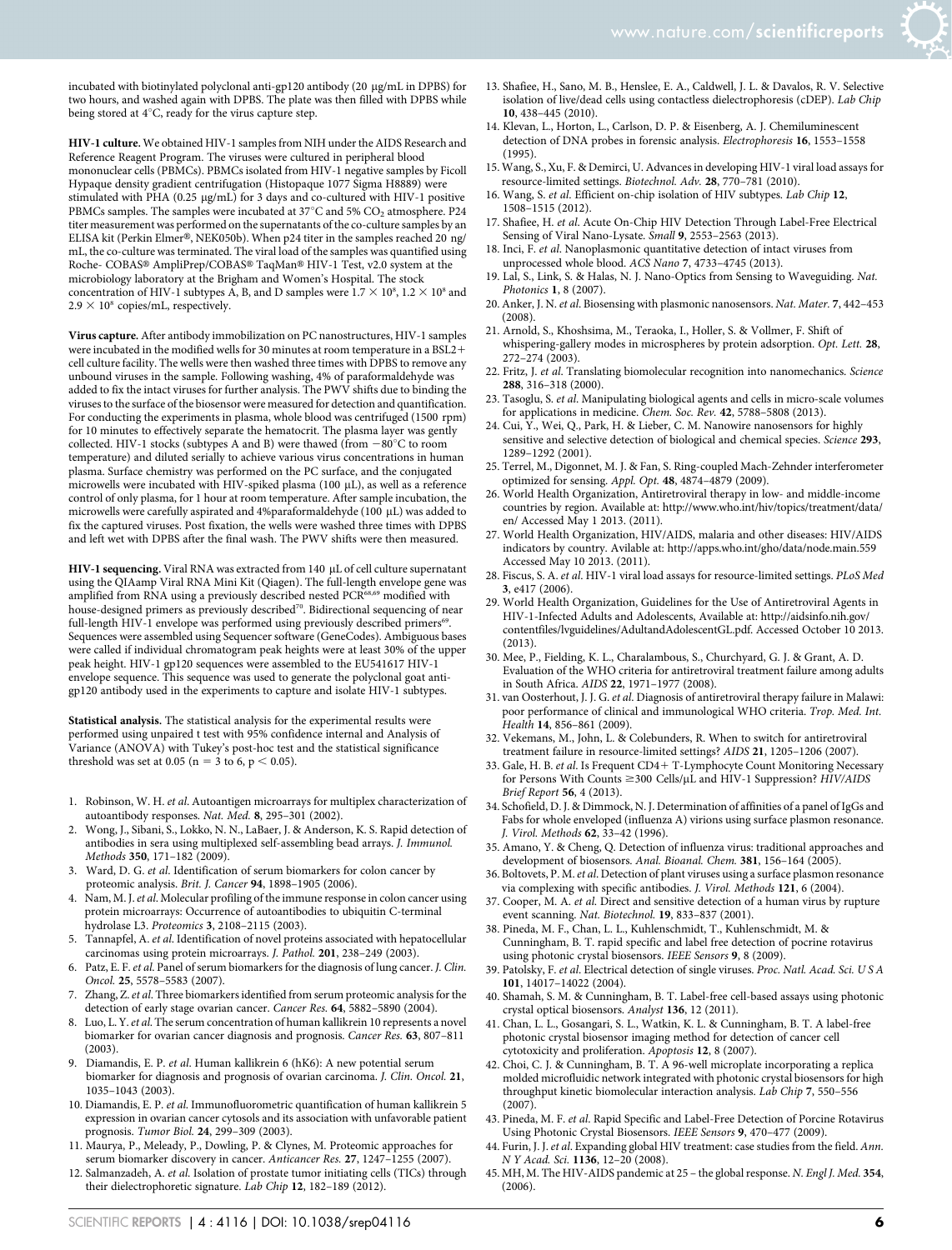incubated with biotinylated polyclonal anti-gp120 antibody (20 μg/mL in DPBS) for two hours, and washed again with DPBS. The plate was then filled with DPBS while being stored at 4°C, ready for the virus capture step.

**HIV-1 culture.** We obtained HIV-1 samples from NIH under the AIDS Research and Reference Reagent Program. The viruses were cultured in peripheral blood mononuclear cells (PBMCs). PBMCs isolated from HIV-1 negative samples by Ficoll Hypaque density gradient centrifugation (Histopaque 1077 Sigma H8889) were stimulated with PHA (0.25 μg/mL) for 3 days and co-cultured with HIV-1 positive PBMCs samples. The samples were incubated at 37°C and 5% $CO_2$ atmosphere. P24 titer measurement was performed on the supernatants of the co-culture samples by an ELISA kit (Perkin Elmer®, NEK050b). When p24 titer in the samples reached 20 ng/mL, the co-culture was terminated. The viral load of the samples was quantified using Roche- COBAS® AmpliPrep/COBAS® TaqMan® HIV-1 Test, v2.0 system at the microbiology laboratory at the Brigham and Women's Hospital. The stock concentration of HIV-1 subtypes A, B, and D samples were $1.7 \times 10^8$, $1.2 \times 10^8$ and $2.9 \times 10^8$ copies/mL, respectively.

**Virus capture.** After antibody immobilization on PC nanostructures, HIV-1 samples were incubated in the modified wells for 30 minutes at room temperature in a BSL2+ cell culture facility. The wells were then washed three times with DPBS to remove any unbound viruses in the sample. Following washing, 4% of paraformaldehyde was added to fix the intact viruses for further analysis. The PWV shifts due to binding the viruses to the surface of the biosensor were measured for detection and quantification. For conducting the experiments in plasma, whole blood was centrifuged (1500 rpm) for 10 minutes to effectively separate the hematocrit. The plasma layer was gently collected. HIV-1 stocks (subtypes A and B) were thawed (from −80°C to room temperature) and diluted serially to achieve various virus concentrations in human plasma. Surface chemistry was performed on the PC surface, and the conjugated microwells were incubated with HIV-spiked plasma (100 μL), as well as a reference control of only plasma, for 1 hour at room temperature. After sample incubation, the microwells were carefully aspirated and 4%paraformaldehyde (100 μL) was added to fix the captured viruses. Post fixation, the wells were washed three times with DPBS and left wet with DPBS after the final wash. The PWV shifts were then measured.

**HIV-1 sequencing.** Viral RNA was extracted from 140 μL of cell culture supernatant using the QIAamp Viral RNA Mini Kit (Qiagen). The full-length envelope gene was amplified from RNA using a previously described nested PCR[68,69] modified with house-designed primers as previously described[70]. Bidirectional sequencing of near full-length HIV-1 envelope was performed using previously described primers[69]. Sequences were assembled using Sequencer software (GeneCodes). Ambiguous bases were called if individual chromatogram peak heights were at least 30% of the upper peak height. HIV-1 gp120 sequences were assembled to the EU541617 HIV-1 envelope sequence. This sequence was used to generate the polyclonal goat anti-gp120 antibody used in the experiments to capture and isolate HIV-1 subtypes.

**Statistical analysis.** The statistical analysis for the experimental results were performed using unpaired t test with 95% confidence internal and Analysis of Variance (ANOVA) with Tukey's post-hoc test and the statistical significance threshold was set at 0.05 ($n = 3$ to 6, $p < 0.05$).

1. Robinson, W. H. *et al*. Autoantigen microarrays for multiplex characterization of autoantibody responses. *Nat. Med.* **8**, 295–301 (2002).
2. Wong, J., Sibani, S., Lokko, N. N., LaBaer, J. & Anderson, K. S. Rapid detection of antibodies in sera using multiplexed self-assembling bead arrays. *J. Immunol. Methods* **350**, 171–182 (2009).
3. Ward, D. G. *et al*. Identification of serum biomarkers for colon cancer by proteomic analysis. *Brit. J. Cancer* **94**, 1898–1905 (2006).
4. Nam, M. J. *et al*. Molecular profiling of the immune response in colon cancer using protein microarrays: Occurrence of autoantibodies to ubiquitin C-terminal hydrolase L3. *Proteomics* **3**, 2108–2115 (2003).
5. Tannapfel, A. *et al*. Identification of novel proteins associated with hepatocellular carcinomas using protein microarrays. *J. Pathol.* **201**, 238–249 (2003).
6. Patz, E. F. *et al*. Panel of serum biomarkers for the diagnosis of lung cancer. *J. Clin. Oncol.* **25**, 5578–5583 (2007).
7. Zhang, Z. *et al*. Three biomarkers identified from serum proteomic analysis for the detection of early stage ovarian cancer. *Cancer Res.* **64**, 5882–5890 (2004).
8. Luo, L. Y. *et al*. The serum concentration of human kallikrein 10 represents a novel biomarker for ovarian cancer diagnosis and prognosis. *Cancer Res.* **63**, 807–811 (2003).
9. Diamandis, E. P. *et al*. Human kallikrein 6 (hK6): A new potential serum biomarker for diagnosis and prognosis of ovarian carcinoma. *J. Clin. Oncol.* **21**, 1035–1043 (2003).
10. Diamandis, E. P. *et al*. Immunofluorometric quantification of human kallikrein 5 expression in ovarian cancer cytosols and its association with unfavorable patient prognosis. *Tumor Biol.* **24**, 299–309 (2003).
11. Maurya, P., Meleady, P., Dowling, P. & Clynes, M. Proteomic approaches for serum biomarker discovery in cancer. *Anticancer Res.* **27**, 1247–1255 (2007).
12. Salmanzadeh, A. *et al*. Isolation of prostate tumor initiating cells (TICs) through their dielectrophoretic signature. *Lab Chip* **12**, 182–189 (2012).
13. Shafiee, H., Sano, M. B., Henslee, E. A., Caldwell, J. L. & Davalos, R. V. Selective isolation of live/dead cells using contactless dielectrophoresis (cDEP). *Lab Chip* **10**, 438–445 (2010).
14. Klevan, L., Horton, L., Carlson, D. P. & Eisenberg, A. J. Chemiluminescent detection of DNA probes in forensic analysis. *Electrophoresis* **16**, 1553–1558 (1995).
15. Wang, S., Xu, F. & Demirci, U. Advances in developing HIV-1 viral load assays for resource-limited settings. *Biotechnol. Adv.* **28**, 770–781 (2010).
16. Wang, S. *et al*. Efficient on-chip isolation of HIV subtypes. *Lab Chip* **12**, 1508–1515 (2012).
17. Shafiee, H. *et al*. Acute On-Chip HIV Detection Through Label-Free Electrical Sensing of Viral Nano-Lysate. *Small* **9**, 2553–2563 (2013).
18. Inci, F. *et al*. Nanoplasmonic quantitative detection of intact viruses from unprocessed whole blood. *ACS Nano* **7**, 4733–4745 (2013).
19. Lal, S., Link, S. & Halas, N. J. Nano-Optics from Sensing to Waveguiding. *Nat. Photonics* **1**, 8 (2007).
20. Anker, J. N. *et al*. Biosensing with plasmonic nanosensors. *Nat. Mater.* **7**, 442–453 (2008).
21. Arnold, S., Khoshsima, M., Teraoka, I., Holler, S. & Vollmer, F. Shift of whispering-gallery modes in microspheres by protein adsorption. *Opt. Lett.* **28**, 272–274 (2003).
22. Fritz, J. *et al*. Translating biomolecular recognition into nanomechanics. *Science* **288**, 316–318 (2000).
23. Tasoglu, S. *et al*. Manipulating biological agents and cells in micro-scale volumes for applications in medicine. *Chem. Soc. Rev.* **42**, 5788–5808 (2013).
24. Cui, Y., Wei, Q., Park, H. & Lieber, C. M. Nanowire nanosensors for highly sensitive and selective detection of biological and chemical species. *Science* **293**, 1289–1292 (2001).
25. Terrel, M., Digonnet, M. J. & Fan, S. Ring-coupled Mach-Zehnder interferometer optimized for sensing. *Appl. Opt.* **48**, 4874–4879 (2009).
26. World Health Organization, Antiretroviral therapy in low- and middle-income countries by region. Available at: http://www.who.int/hiv/topics/treatment/data/en/ Accessed May 1 2013. (2011).
27. World Health Organization, HIV/AIDS, malaria and other diseases: HIV/AIDS indicators by country. Avilable at: http://apps.who.int/gho/data/node.main.559 Accessed May 10 2013. (2011).
28. Fiscus, S. A. *et al*. HIV-1 viral load assays for resource-limited settings. *PLoS Med* **3**, e417 (2006).
29. World Health Organization, Guidelines for the Use of Antiretroviral Agents in HIV-1-Infected Adults and Adolescents, Available at: http://aidsinfo.nih.gov/contentfiles/lvguidelines/AdultandAdolescentGL.pdf. Accessed October 10 2013. (2013).
30. Mee, P., Fielding, K. L., Charalambous, S., Churchyard, G. J. & Grant, A. D. Evaluation of the WHO criteria for antiretroviral treatment failure among adults in South Africa. *AIDS* **22**, 1971–1977 (2008).
31. van Oosterhout, J. J. G. *et al*. Diagnosis of antiretroviral therapy failure in Malawi: poor performance of clinical and immunological WHO criteria. *Trop. Med. Int. Health* **14**, 856–861 (2009).
32. Vekemans, M., John, L. & Colebunders, R. When to switch for antiretroviral treatment failure in resource-limited settings? *AIDS* **21**, 1205–1206 (2007).
33. Gale, H. B. *et al*. Is Frequent CD4+ T-Lymphocyte Count Monitoring Necessary for Persons With Counts ≥300 Cells/μL and HIV-1 Suppression? *HIV/AIDS Brief Report* **56**, 4 (2013).
34. Schofield, D. J. & Dimmock, N. J. Determination of affinities of a panel of IgGs and Fabs for whole enveloped (influenza A) virions using surface plasmon resonance. *J. Virol. Methods* **62**, 33–42 (1996).
35. Amano, Y. & Cheng, Q. Detection of influenza virus: traditional approaches and development of biosensors. *Anal. Bioanal. Chem.* **381**, 156–164 (2005).
36. Boltovets, P. M. *et al*. Detection of plant viruses using a surface plasmon resonance via complexing with specific antibodies. *J. Virol. Methods* **121**, 6 (2004).
37. Cooper, M. A. *et al*. Direct and sensitive detection of a human virus by rupture event scanning. *Nat. Biotechnol.* **19**, 833–837 (2001).
38. Pineda, M. F., Chan, L. L., Kuhlenschmidt, T., Kuhlenschmidt, M. & Cunningham, B. T. rapid specific and label free detection of pocrine rotavirus using photonic crystal biosensors. *IEEE Sensors* **9**, 8 (2009).
39. Patolsky, F. *et al*. Electrical detection of single viruses. *Proc. Natl. Acad. Sci. U S A* **101**, 14017–14022 (2004).
40. Shamah, S. M. & Cunningham, B. T. Label-free cell-based assays using photonic crystal optical biosensors. *Analyst* **136**, 12 (2011).
41. Chan, L. L., Gosangari, S. L., Watkin, K. L. & Cunningham, B. T. A label-free photonic crystal biosensor imaging method for detection of cancer cell cytotoxicity and proliferation. *Apoptosis* **12**, 8 (2007).
42. Choi, C. J. & Cunningham, B. T. A 96-well microplate incorporating a replica molded microfluidic network integrated with photonic crystal biosensors for high throughput kinetic biomolecular interaction analysis. *Lab Chip* **7**, 550–556 (2007).
43. Pineda, M. F. *et al*. Rapid Specific and Label-Free Detection of Porcine Rotavirus Using Photonic Crystal Biosensors. *IEEE Sensors* **9**, 470–477 (2009).
44. Furin, J. J. *et al*. Expanding global HIV treatment: case studies from the field. *Ann. N Y Acad. Sci.* **1136**, 12–20 (2008).
45. MH, M. The HIV-AIDS pandemic at 25 – the global response. *N. Engl J. Med.* **354**, (2006).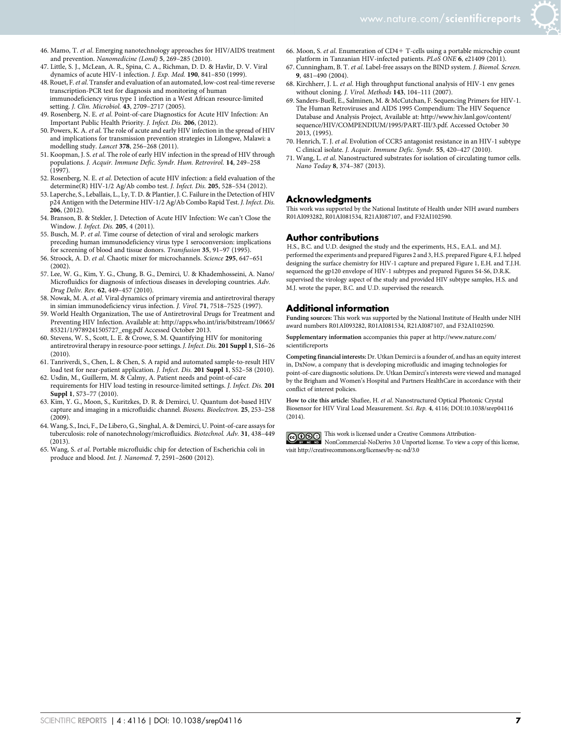46. Mamo, T. *et al*. Emerging nanotechnology approaches for HIV/AIDS treatment and prevention. *Nanomedicine (Lond)* **5**, 269–285 (2010).
47. Little, S. J., McLean, A. R., Spina, C. A., Richman, D. D. & Havlir, D. V. Viral dynamics of acute HIV-1 infection. *J. Exp. Med.* **190**, 841–850 (1999).
48. Rouet, F. *et al*. Transfer and evaluation of an automated, low-cost real-time reverse transcription-PCR test for diagnosis and monitoring of human immunodeficiency virus type 1 infection in a West African resource-limited setting. *J. Clin. Microbiol.* **43**, 2709–2717 (2005).
49. Rosenberg, N. E. *et al*. Point-of-care Diagnostics for Acute HIV Infection: An Important Public Health Priority. *J. Infect. Dis.* **206**, (2012).
50. Powers, K. A. *et al*. The role of acute and early HIV infection in the spread of HIV and implications for transmission prevention strategies in Lilongwe, Malawi: a modelling study. *Lancet* **378**, 256–268 (2011).
51. Koopman, J. S. *et al*. The role of early HIV infection in the spread of HIV through populations. *J. Acquir. Immune Defic. Syndr. Hum. Retrovirol.* **14**, 249–258 (1997).
52. Rosenberg, N. E. *et al*. Detection of acute HIV infection: a field evaluation of the determine(R) HIV-1/2 Ag/Ab combo test. *J. Infect. Dis.* **205**, 528–534 (2012).
53. Laperche, S., Leballais, L., Ly, T. D. & Plantier, J. C. Failure in the Detection of HIV p24 Antigen with the Determine HIV-1/2 Ag/Ab Combo Rapid Test. *J. Infect. Dis.* **206**, (2012).
54. Branson, B. & Stekler, J. Detection of Acute HIV Infection: We can't Close the Window. *J. Infect. Dis.* **205**, 4 (2011).
55. Busch, M. P. *et al*. Time course of detection of viral and serologic markers preceding human immunodeficiency virus type 1 seroconversion: implications for screening of blood and tissue donors. *Transfusion* **35**, 91–97 (1995).
56. Stroock, A. D. *et al*. Chaotic mixer for microchannels. *Science* **295**, 647–651 (2002).
57. Lee, W. G., Kim, Y. G., Chung, B. G., Demirci, U. & Khademhosseini, A. Nano/Microfluidics for diagnosis of infectious diseases in developing countries. *Adv. Drug Deliv. Rev.* **62**, 449–457 (2010).
58. Nowak, M. A. *et al*. Viral dynamics of primary viremia and antiretroviral therapy in simian immunodeficiency virus infection. *J. Virol.* **71**, 7518–7525 (1997).
59. World Health Organization, The use of Antiretroviral Drugs for Treatment and Preventing HIV Infection. Available at: http://apps.who.int/iris/bitstream/10665/85321/1/9789241505727_eng.pdf Accessed October 2013.
60. Stevens, W. S., Scott, L. E. & Crowe, S. M. Quantifying HIV for monitoring antiretroviral therapy in resource-poor settings. *J. Infect. Dis.* **201 Suppl 1**, S16–26 (2010).
61. Tanriverdi, S., Chen, L. & Chen, S. A rapid and automated sample-to-result HIV load test for near-patient application. *J. Infect. Dis.* **201 Suppl 1**, S52–58 (2010).
62. Usdin, M., Guillerm, M. & Calmy, A. Patient needs and point-of-care requirements for HIV load testing in resource-limited settings. *J. Infect. Dis.* **201 Suppl 1**, S73–77 (2010).
63. Kim, Y. G., Moon, S., Kuritzkes, D. R. & Demirci, U. Quantum dot-based HIV capture and imaging in a microfluidic channel. *Biosens. Bioelectron.* **25**, 253–258 (2009).
64. Wang, S., Inci, F., De Libero, G., Singhal, A. & Demirci, U. Point-of-care assays for tuberculosis: role of nanotechnology/microfluidics. *Biotechnol. Adv.* **31**, 438–449 (2013).
65. Wang, S. *et al*. Portable microfluidic chip for detection of Escherichia coli in produce and blood. *Int. J. Nanomed.* **7**, 2591–2600 (2012).
66. Moon, S. *et al*. Enumeration of CD4+ T-cells using a portable microchip count platform in Tanzanian HIV-infected patients. *PLoS ONE* **6**, e21409 (2011).
67. Cunningham, B. T. *et al*. Label-free assays on the BIND system. *J. Biomol. Screen.* **9**, 481–490 (2004).
68. Kirchherr, J. L. *et al*. High throughput functional analysis of HIV-1 env genes without cloning. *J. Virol. Methods* **143**, 104–111 (2007).
69. Sanders-Buell, E., Salminen, M. & McCutchan, F. Sequencing Primers for HIV-1. The Human Retroviruses and AIDS 1995 Compendium: The HIV Sequence Database and Analysis Project, Available at: http://www.hiv.lanl.gov/content/sequence/HIV/COMPENDIUM/1995/PART-III/3.pdf. Accessed October 30 2013, (1995).
70. Henrich, T. J. *et al*. Evolution of CCR5 antagonist resistance in an HIV-1 subtype C clinical isolate. *J. Acquir. Immune Defic. Syndr.* **55**, 420–427 (2010).
71. Wang, L. *et al*. Nanostructured substrates for isolation of circulating tumor cells. *Nano Today* **8**, 374–387 (2013).

## Acknowledgments

This work was supported by the National Institute of Health under NIH award numbers R01AI093282, R01AI081534, R21AI087107, and F32AI102590.

## Author contributions

H.S., B.C. and U.D. designed the study and the experiments, H.S., E.A.L. and M.J. performed the experiments and prepared Figures 2 and 3, H.S. prepared Figure 4, F.I. helped designing the surface chemistry for HIV-1 capture and prepared Figure 1, E.H. and T.J.H. sequenced the gp120 envelope of HIV-1 subtypes and prepared Figures S4-S6, D.R.K. supervised the virology aspect of the study and provided HIV subtype samples, H.S. and M.J. wrote the paper, B.C. and U.D. supervised the research.

## Additional information

**Funding sources:** This work was supported by the National Institute of Health under NIH award numbers R01AI093282, R01AI081534, R21AI087107, and F32AI102590.

**Supplementary information** accompanies this paper at http://www.nature.com/scientificreports

**Competing financial interests:** Dr. Utkan Demirci is a founder of, and has an equity interest in, DxNow, a company that is developing microfluidic and imaging technologies for point-of-care diagnostic solutions. Dr. Utkan Demirci's interests were viewed and managed by the Brigham and Women's Hospital and Partners HealthCare in accordance with their conflict of interest policies.

**How to cite this article:** Shafiee, H. *et al*. Nanostructured Optical Photonic Crystal Biosensor for HIV Viral Load Measurement. *Sci. Rep.* **4**, 4116; DOI:10.1038/srep04116 (2014).

This work is licensed under a Creative Commons Attribution-NonCommercial-NoDerivs 3.0 Unported license. To view a copy of this license, visit http://creativecommons.org/licenses/by-nc-nd/3.0